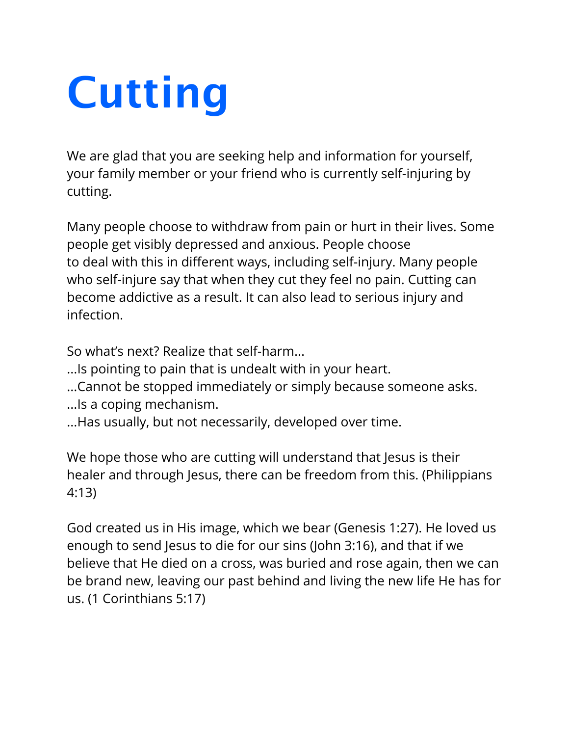# Cutting

We are glad that you are seeking help and information for yourself, your family member or your friend who is currently self-injuring by cutting.

Many people choose to withdraw from pain or hurt in their lives. Some people get visibly depressed and anxious. People choose to deal with this in different ways, including self-injury. Many people who self-injure say that when they cut they feel no pain. Cutting can become addictive as a result. It can also lead to serious injury and infection.

So what's next? Realize that self-harm...
...Is pointing to pain that is undealt with in your heart.
...Cannot be stopped immediately or simply because someone asks.
...Is a coping mechanism.
...Has usually, but not necessarily, developed over time.

We hope those who are cutting will understand that Jesus is their healer and through Jesus, there can be freedom from this. (Philippians 4:13)

God created us in His image, which we bear (Genesis 1:27). He loved us enough to send Jesus to die for our sins (John 3:16), and that if we believe that He died on a cross, was buried and rose again, then we can be brand new, leaving our past behind and living the new life He has for us. (1 Corinthians 5:17)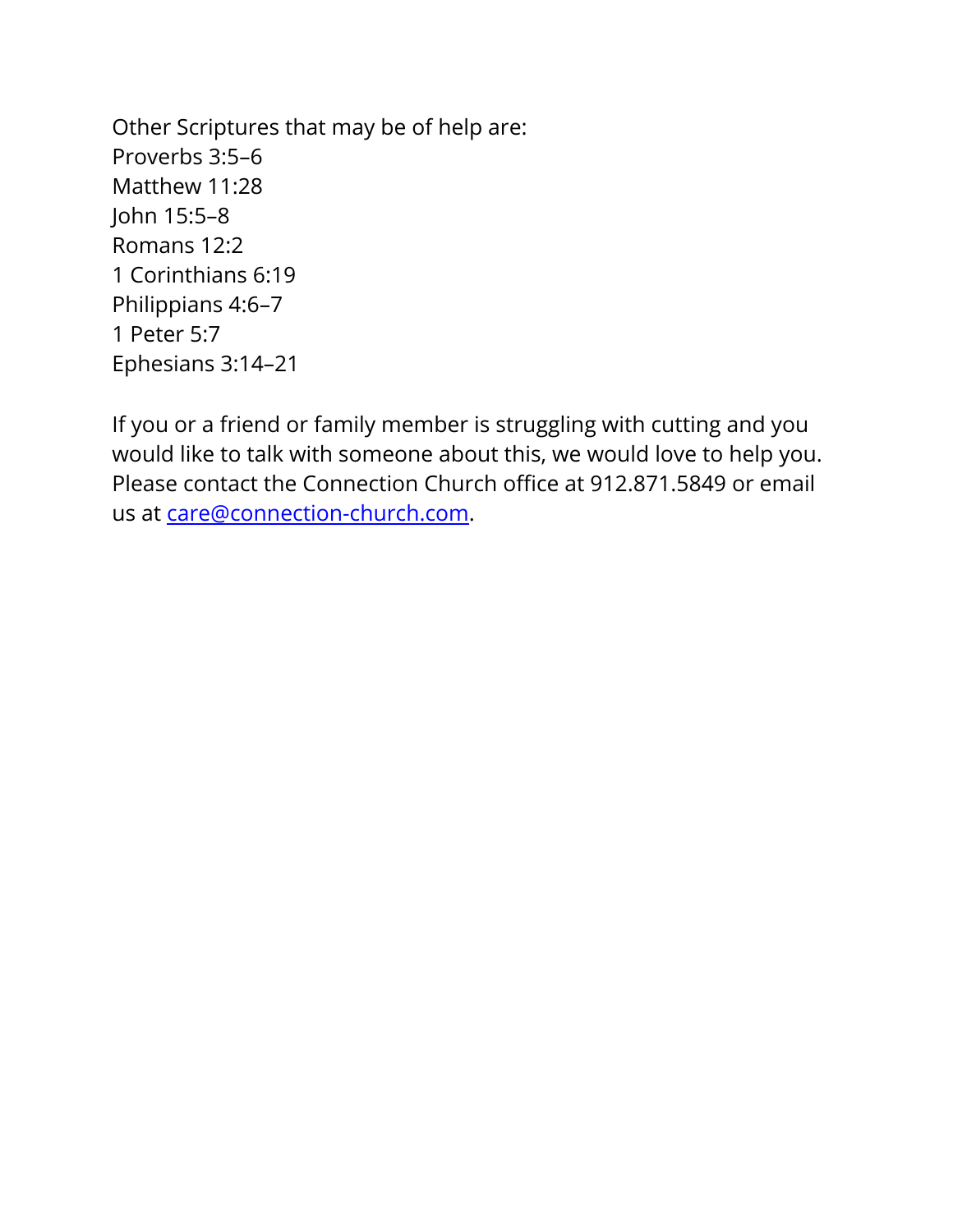Other Scriptures that may be of help are:
Proverbs 3:5–6
Matthew 11:28
John 15:5–8
Romans 12:2
1 Corinthians 6:19
Philippians 4:6–7
1 Peter 5:7
Ephesians 3:14–21

If you or a friend or family member is struggling with cutting and you would like to talk with someone about this, we would love to help you. Please contact the Connection Church office at 912.871.5849 or email us at [care@connection-church.com](mailto:care@connection-church.com).